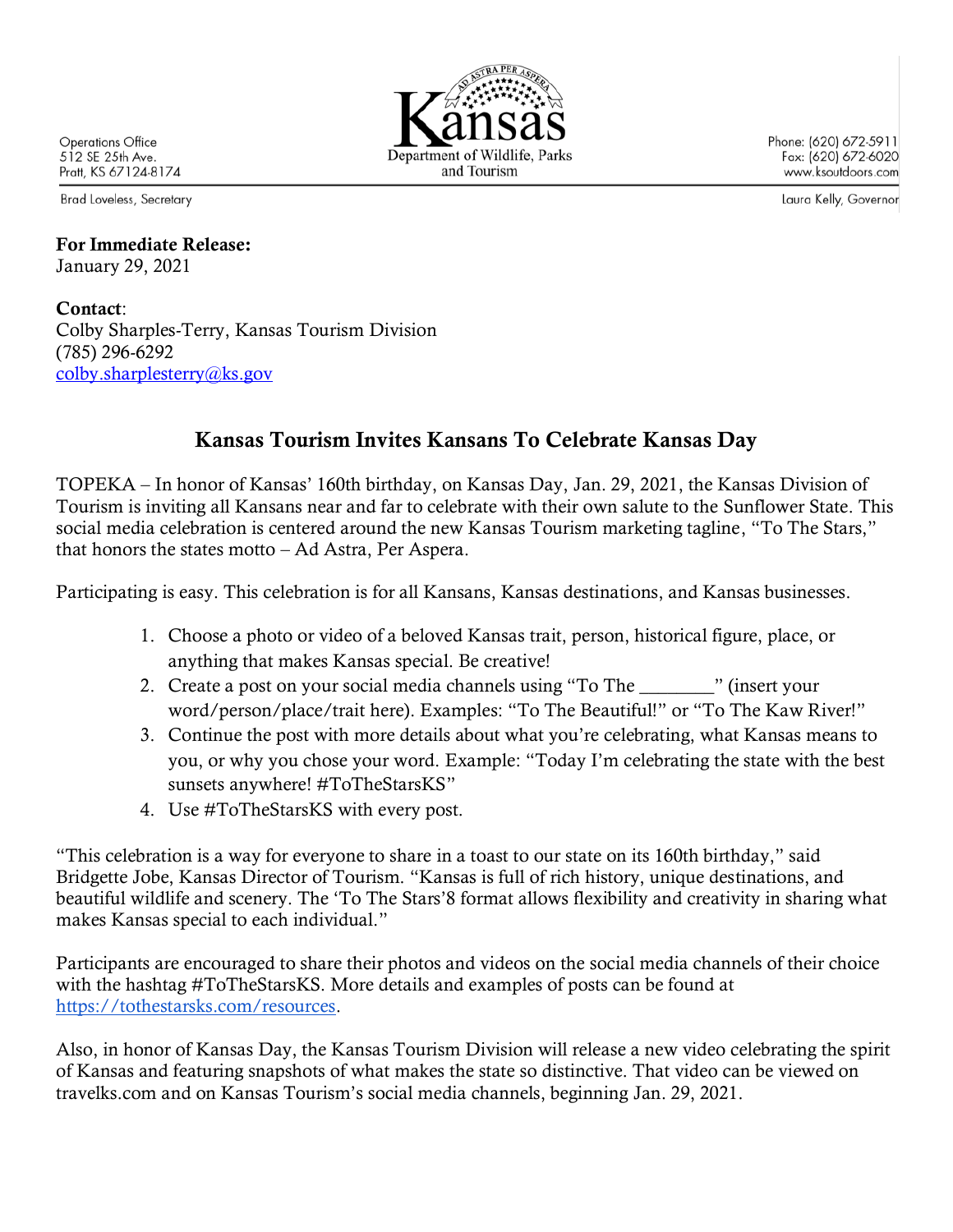Operations Office
512 SE 25th Ave.
Pratt, KS 67124-8174

Brad Loveless, Secretary

Kansas
Department of Wildlife, Parks and Tourism

Phone: (620) 672-5911
Fax: (620) 672-6020
www.ksoutdoors.com

Laura Kelly, Governor

**For Immediate Release:**
January 29, 2021

**Contact**:
Colby Sharples-Terry, Kansas Tourism Division
(785) 296-6292
colby.sharplesterry@ks.gov

## Kansas Tourism Invites Kansans To Celebrate Kansas Day

TOPEKA – In honor of Kansas' 160th birthday, on Kansas Day, Jan. 29, 2021, the Kansas Division of Tourism is inviting all Kansans near and far to celebrate with their own salute to the Sunflower State. This social media celebration is centered around the new Kansas Tourism marketing tagline, "To The Stars," that honors the states motto – Ad Astra, Per Aspera.

Participating is easy. This celebration is for all Kansans, Kansas destinations, and Kansas businesses.

1. Choose a photo or video of a beloved Kansas trait, person, historical figure, place, or anything that makes Kansas special. Be creative!
2. Create a post on your social media channels using "To The ________" (insert your word/person/place/trait here). Examples: "To The Beautiful!" or "To The Kaw River!"
3. Continue the post with more details about what you're celebrating, what Kansas means to you, or why you chose your word. Example: "Today I'm celebrating the state with the best sunsets anywhere! #ToTheStarsKS"
4. Use #ToTheStarsKS with every post.

"This celebration is a way for everyone to share in a toast to our state on its 160th birthday," said Bridgette Jobe, Kansas Director of Tourism. "Kansas is full of rich history, unique destinations, and beautiful wildlife and scenery. The 'To The Stars'8 format allows flexibility and creativity in sharing what makes Kansas special to each individual."

Participants are encouraged to share their photos and videos on the social media channels of their choice with the hashtag #ToTheStarsKS. More details and examples of posts can be found at https://tothestarsks.com/resources.

Also, in honor of Kansas Day, the Kansas Tourism Division will release a new video celebrating the spirit of Kansas and featuring snapshots of what makes the state so distinctive. That video can be viewed on travelks.com and on Kansas Tourism's social media channels, beginning Jan. 29, 2021.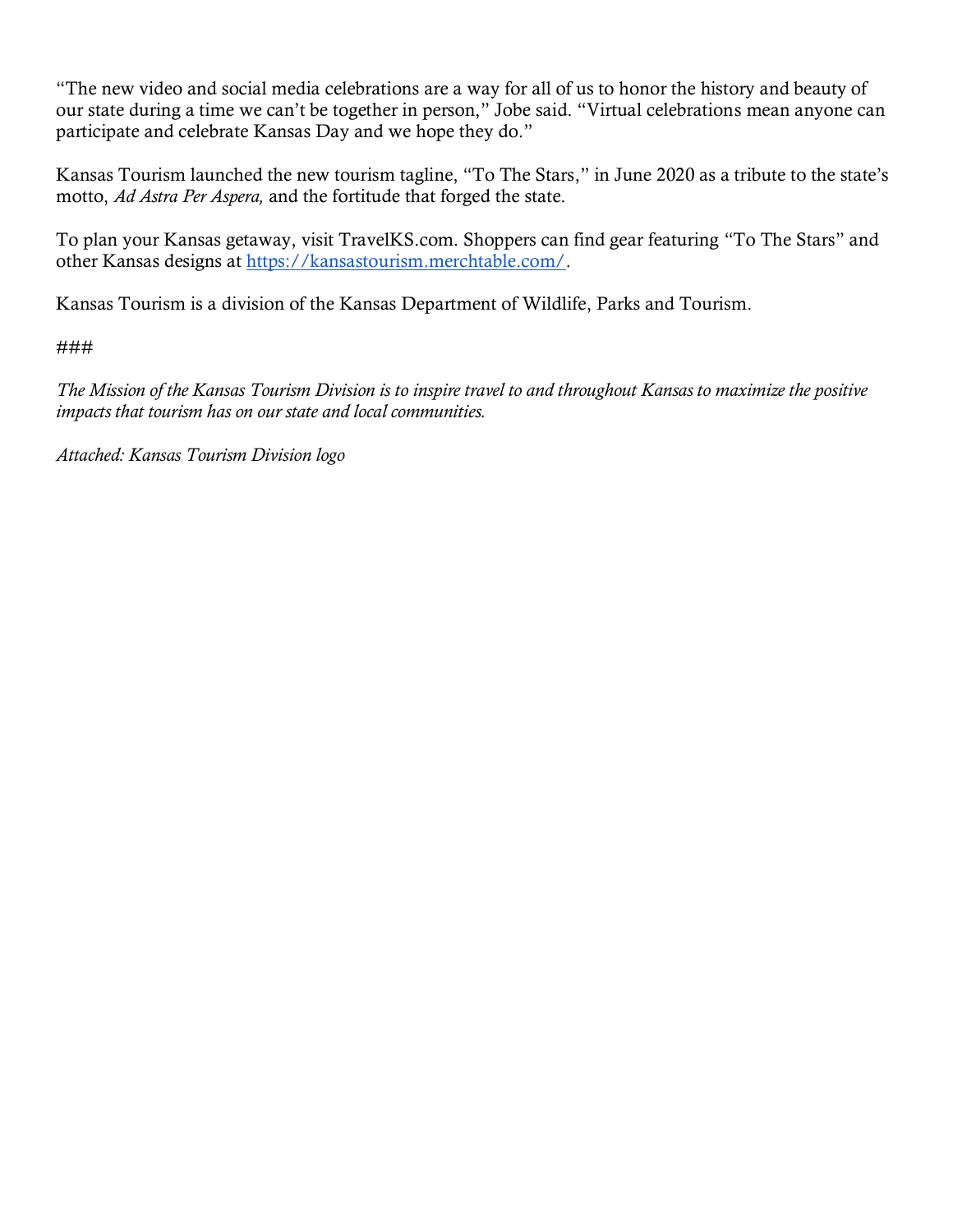"The new video and social media celebrations are a way for all of us to honor the history and beauty of our state during a time we can't be together in person," Jobe said. "Virtual celebrations mean anyone can participate and celebrate Kansas Day and we hope they do."

Kansas Tourism launched the new tourism tagline, "To The Stars," in June 2020 as a tribute to the state's motto, *Ad Astra Per Aspera,* and the fortitude that forged the state.

To plan your Kansas getaway, visit TravelKS.com. Shoppers can find gear featuring "To The Stars" and other Kansas designs at [https://kansastourism.merchtable.com/](https://kansastourism.merchtable.com/).

Kansas Tourism is a division of the Kansas Department of Wildlife, Parks and Tourism.

###

*The Mission of the Kansas Tourism Division is to inspire travel to and throughout Kansas to maximize the positive impacts that tourism has on our state and local communities.*

*Attached: Kansas Tourism Division logo*